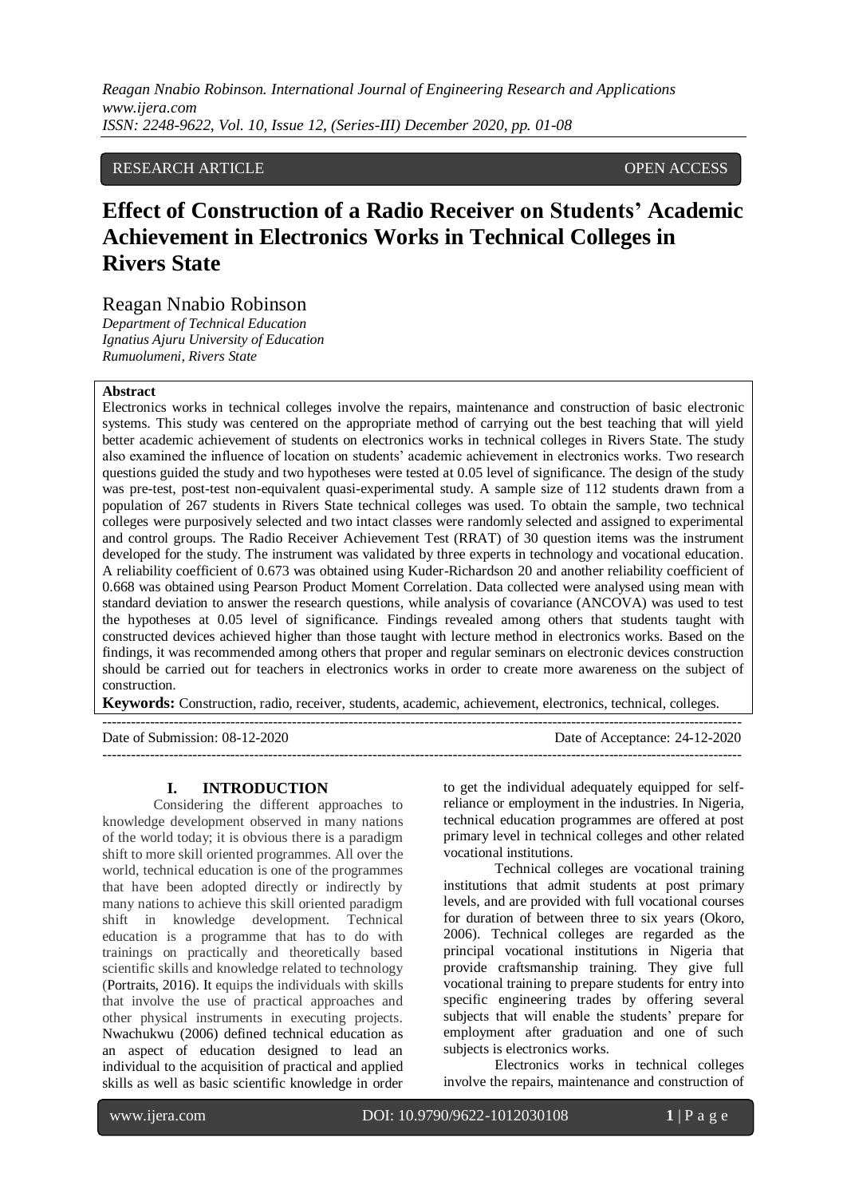RESEARCH ARTICLE OPEN ACCESS

# Effect of Construction of a Radio Receiver on Students' Academic Achievement in Electronics Works in Technical Colleges in Rivers State

Reagan Nnabio Robinson

*Department of Technical Education*
*Ignatius Ajuru University of Education*
*Rumuolumeni, Rivers State*

**Abstract**

Electronics works in technical colleges involve the repairs, maintenance and construction of basic electronic systems. This study was centered on the appropriate method of carrying out the best teaching that will yield better academic achievement of students on electronics works in technical colleges in Rivers State. The study also examined the influence of location on students' academic achievement in electronics works. Two research questions guided the study and two hypotheses were tested at 0.05 level of significance. The design of the study was pre-test, post-test non-equivalent quasi-experimental study. A sample size of 112 students drawn from a population of 267 students in Rivers State technical colleges was used. To obtain the sample, two technical colleges were purposively selected and two intact classes were randomly selected and assigned to experimental and control groups. The Radio Receiver Achievement Test (RRAT) of 30 question items was the instrument developed for the study. The instrument was validated by three experts in technology and vocational education. A reliability coefficient of 0.673 was obtained using Kuder-Richardson 20 and another reliability coefficient of 0.668 was obtained using Pearson Product Moment Correlation. Data collected were analysed using mean with standard deviation to answer the research questions, while analysis of covariance (ANCOVA) was used to test the hypotheses at 0.05 level of significance. Findings revealed among others that students taught with constructed devices achieved higher than those taught with lecture method in electronics works. Based on the findings, it was recommended among others that proper and regular seminars on electronic devices construction should be carried out for teachers in electronics works in order to create more awareness on the subject of construction.

**Keywords:** Construction, radio, receiver, students, academic, achievement, electronics, technical, colleges.

---

Date of Submission: 08-12-2020 Date of Acceptance: 24-12-2020

---

## I. INTRODUCTION

Considering the different approaches to knowledge development observed in many nations of the world today; it is obvious there is a paradigm shift to more skill oriented programmes. All over the world, technical education is one of the programmes that have been adopted directly or indirectly by many nations to achieve this skill oriented paradigm shift in knowledge development. Technical education is a programme that has to do with trainings on practically and theoretically based scientific skills and knowledge related to technology (Portraits, 2016). It equips the individuals with skills that involve the use of practical approaches and other physical instruments in executing projects. Nwachukwu (2006) defined technical education as an aspect of education designed to lead an individual to the acquisition of practical and applied skills as well as basic scientific knowledge in order to get the individual adequately equipped for self-reliance or employment in the industries. In Nigeria, technical education programmes are offered at post primary level in technical colleges and other related vocational institutions.

Technical colleges are vocational training institutions that admit students at post primary levels, and are provided with full vocational courses for duration of between three to six years (Okoro, 2006). Technical colleges are regarded as the principal vocational institutions in Nigeria that provide craftsmanship training. They give full vocational training to prepare students for entry into specific engineering trades by offering several subjects that will enable the students' prepare for employment after graduation and one of such subjects is electronics works.

Electronics works in technical colleges involve the repairs, maintenance and construction of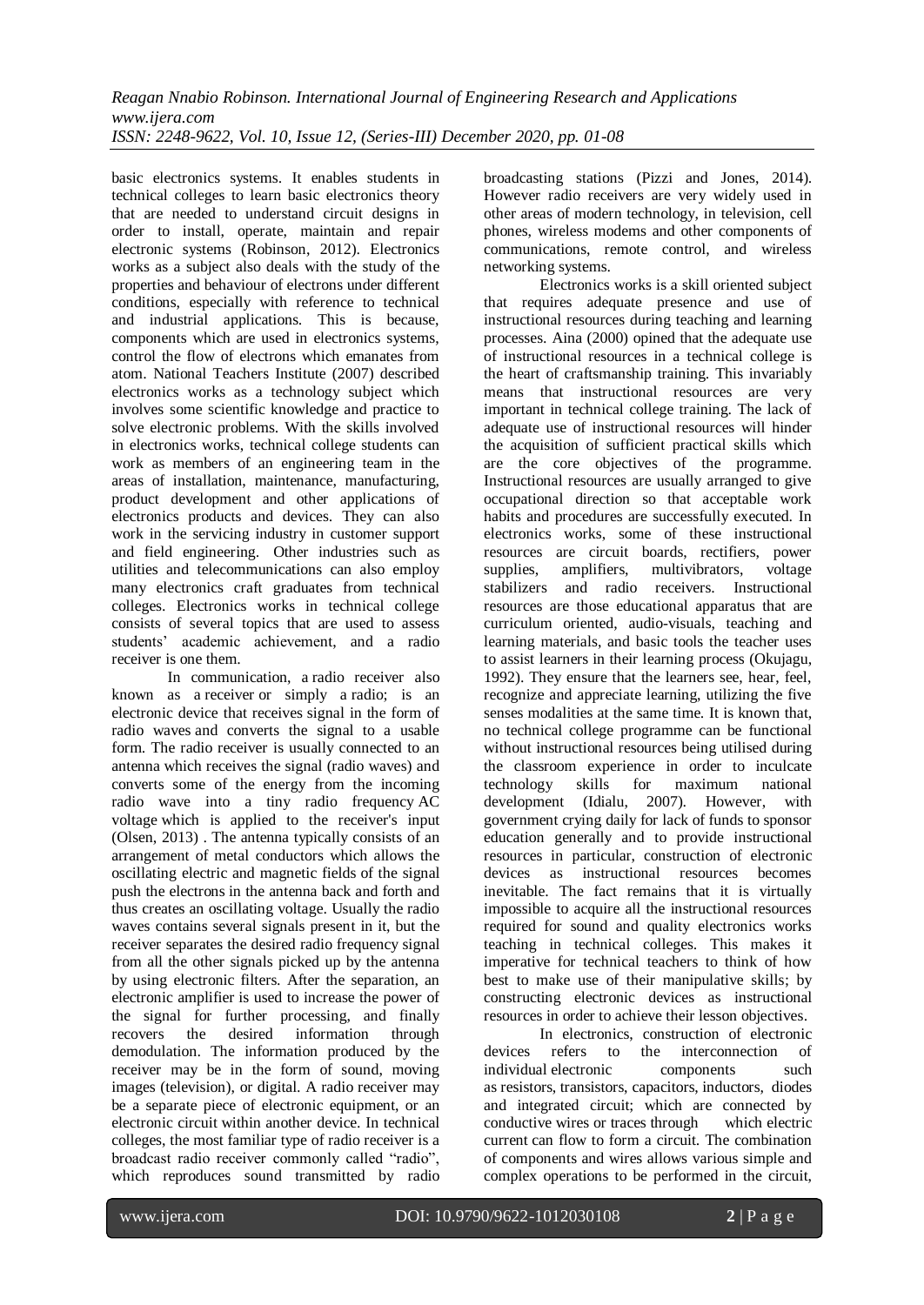basic electronics systems. It enables students in technical colleges to learn basic electronics theory that are needed to understand circuit designs in order to install, operate, maintain and repair electronic systems (Robinson, 2012). Electronics works as a subject also deals with the study of the properties and behaviour of electrons under different conditions, especially with reference to technical and industrial applications. This is because, components which are used in electronics systems, control the flow of electrons which emanates from atom. National Teachers Institute (2007) described electronics works as a technology subject which involves some scientific knowledge and practice to solve electronic problems. With the skills involved in electronics works, technical college students can work as members of an engineering team in the areas of installation, maintenance, manufacturing, product development and other applications of electronics products and devices. They can also work in the servicing industry in customer support and field engineering. Other industries such as utilities and telecommunications can also employ many electronics craft graduates from technical colleges. Electronics works in technical college consists of several topics that are used to assess students' academic achievement, and a radio receiver is one them.

In communication, a radio receiver also known as a receiver or simply a radio; is an electronic device that receives signal in the form of radio waves and converts the signal to a usable form. The radio receiver is usually connected to an antenna which receives the signal (radio waves) and converts some of the energy from the incoming radio wave into a tiny radio frequency AC voltage which is applied to the receiver's input (Olsen, 2013) . The antenna typically consists of an arrangement of metal conductors which allows the oscillating electric and magnetic fields of the signal push the electrons in the antenna back and forth and thus creates an oscillating voltage. Usually the radio waves contains several signals present in it, but the receiver separates the desired radio frequency signal from all the other signals picked up by the antenna by using electronic filters. After the separation, an electronic amplifier is used to increase the power of the signal for further processing, and finally recovers the desired information through demodulation. The information produced by the receiver may be in the form of sound, moving images (television), or digital. A radio receiver may be a separate piece of electronic equipment, or an electronic circuit within another device. In technical colleges, the most familiar type of radio receiver is a broadcast radio receiver commonly called "radio", which reproduces sound transmitted by radio broadcasting stations (Pizzi and Jones, 2014). However radio receivers are very widely used in other areas of modern technology, in television, cell phones, wireless modems and other components of communications, remote control, and wireless networking systems.

Electronics works is a skill oriented subject that requires adequate presence and use of instructional resources during teaching and learning processes. Aina (2000) opined that the adequate use of instructional resources in a technical college is the heart of craftsmanship training. This invariably means that instructional resources are very important in technical college training. The lack of adequate use of instructional resources will hinder the acquisition of sufficient practical skills which are the core objectives of the programme. Instructional resources are usually arranged to give occupational direction so that acceptable work habits and procedures are successfully executed. In electronics works, some of these instructional resources are circuit boards, rectifiers, power supplies, amplifiers, multivibrators, voltage stabilizers and radio receivers. Instructional resources are those educational apparatus that are curriculum oriented, audio-visuals, teaching and learning materials, and basic tools the teacher uses to assist learners in their learning process (Okujagu, 1992). They ensure that the learners see, hear, feel, recognize and appreciate learning, utilizing the five senses modalities at the same time. It is known that, no technical college programme can be functional without instructional resources being utilised during the classroom experience in order to inculcate technology skills for maximum national development (Idialu, 2007). However, with government crying daily for lack of funds to sponsor education generally and to provide instructional resources in particular, construction of electronic devices as instructional resources becomes inevitable. The fact remains that it is virtually impossible to acquire all the instructional resources required for sound and quality electronics works teaching in technical colleges. This makes it imperative for technical teachers to think of how best to make use of their manipulative skills; by constructing electronic devices as instructional resources in order to achieve their lesson objectives.

In electronics, construction of electronic devices refers to the interconnection of individual electronic components such as resistors, transistors, capacitors, inductors, diodes and integrated circuit; which are connected by conductive wires or traces through which electric current can flow to form a circuit. The combination of components and wires allows various simple and complex operations to be performed in the circuit,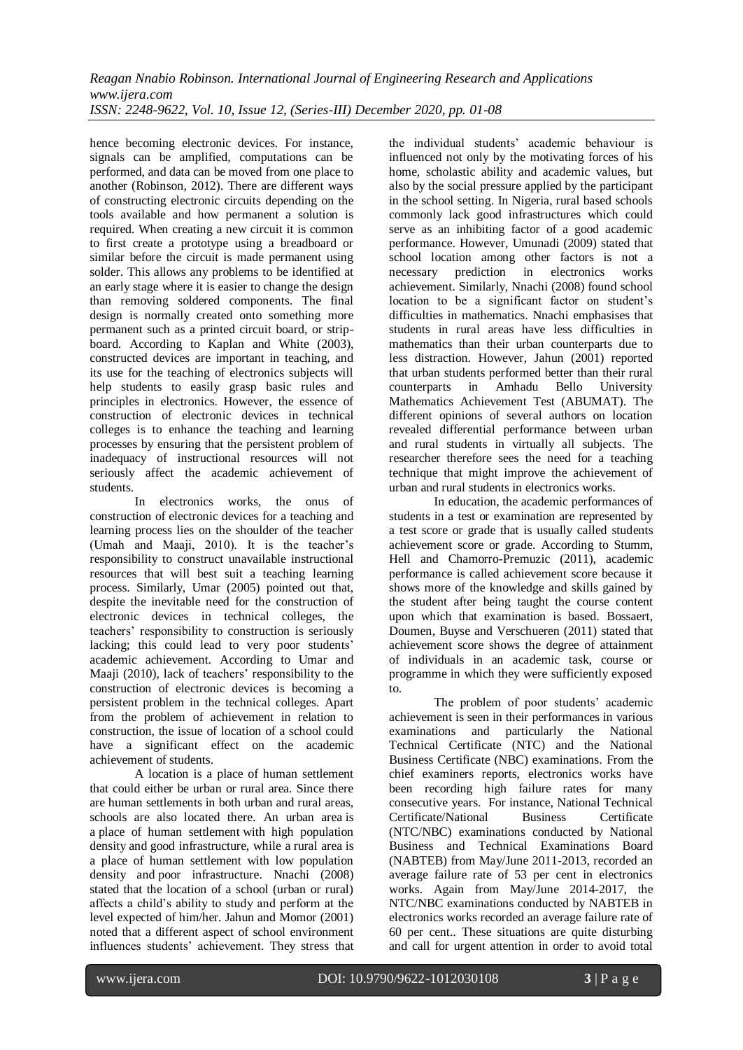hence becoming electronic devices. For instance, signals can be amplified, computations can be performed, and data can be moved from one place to another (Robinson, 2012). There are different ways of constructing electronic circuits depending on the tools available and how permanent a solution is required. When creating a new circuit it is common to first create a prototype using a breadboard or similar before the circuit is made permanent using solder. This allows any problems to be identified at an early stage where it is easier to change the design than removing soldered components. The final design is normally created onto something more permanent such as a printed circuit board, or strip-board. According to Kaplan and White (2003), constructed devices are important in teaching, and its use for the teaching of electronics subjects will help students to easily grasp basic rules and principles in electronics. However, the essence of construction of electronic devices in technical colleges is to enhance the teaching and learning processes by ensuring that the persistent problem of inadequacy of instructional resources will not seriously affect the academic achievement of students.

In electronics works, the onus of construction of electronic devices for a teaching and learning process lies on the shoulder of the teacher (Umah and Maaji, 2010). It is the teacher's responsibility to construct unavailable instructional resources that will best suit a teaching learning process. Similarly, Umar (2005) pointed out that, despite the inevitable need for the construction of electronic devices in technical colleges, the teachers' responsibility to construction is seriously lacking; this could lead to very poor students' academic achievement. According to Umar and Maaji (2010), lack of teachers' responsibility to the construction of electronic devices is becoming a persistent problem in the technical colleges. Apart from the problem of achievement in relation to construction, the issue of location of a school could have a significant effect on the academic achievement of students.

A location is a place of human settlement that could either be urban or rural area. Since there are human settlements in both urban and rural areas, schools are also located there. An urban area is a place of human settlement with high population density and good infrastructure, while a rural area is a place of human settlement with low population density and poor infrastructure. Nnachi (2008) stated that the location of a school (urban or rural) affects a child's ability to study and perform at the level expected of him/her. Jahun and Momor (2001) noted that a different aspect of school environment influences students' achievement. They stress that the individual students' academic behaviour is influenced not only by the motivating forces of his home, scholastic ability and academic values, but also by the social pressure applied by the participant in the school setting. In Nigeria, rural based schools commonly lack good infrastructures which could serve as an inhibiting factor of a good academic performance. However, Umunadi (2009) stated that school location among other factors is not a necessary prediction in electronics works achievement. Similarly, Nnachi (2008) found school location to be a significant factor on student's difficulties in mathematics. Nnachi emphasises that students in rural areas have less difficulties in mathematics than their urban counterparts due to less distraction. However, Jahun (2001) reported that urban students performed better than their rural counterparts in Amhadu Bello University Mathematics Achievement Test (ABUMAT). The different opinions of several authors on location revealed differential performance between urban and rural students in virtually all subjects. The researcher therefore sees the need for a teaching technique that might improve the achievement of urban and rural students in electronics works.

In education, the academic performances of students in a test or examination are represented by a test score or grade that is usually called students achievement score or grade. According to Stumm, Hell and Chamorro-Premuzic (2011), academic performance is called achievement score because it shows more of the knowledge and skills gained by the student after being taught the course content upon which that examination is based. Bossaert, Doumen, Buyse and Verschueren (2011) stated that achievement score shows the degree of attainment of individuals in an academic task, course or programme in which they were sufficiently exposed to.

The problem of poor students' academic achievement is seen in their performances in various examinations and particularly the National Technical Certificate (NTC) and the National Business Certificate (NBC) examinations. From the chief examiners reports, electronics works have been recording high failure rates for many consecutive years. For instance, National Technical Certificate/National Business Certificate (NTC/NBC) examinations conducted by National Business and Technical Examinations Board (NABTEB) from May/June 2011-2013, recorded an average failure rate of 53 per cent in electronics works. Again from May/June 2014-2017, the NTC/NBC examinations conducted by NABTEB in electronics works recorded an average failure rate of 60 per cent.. These situations are quite disturbing and call for urgent attention in order to avoid total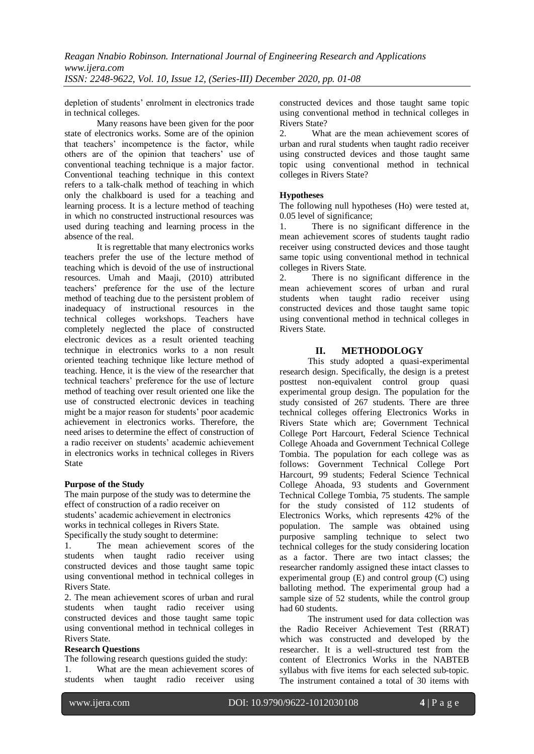depletion of students' enrolment in electronics trade in technical colleges.

Many reasons have been given for the poor state of electronics works. Some are of the opinion that teachers' incompetence is the factor, while others are of the opinion that teachers' use of conventional teaching technique is a major factor. Conventional teaching technique in this context refers to a talk-chalk method of teaching in which only the chalkboard is used for a teaching and learning process. It is a lecture method of teaching in which no constructed instructional resources was used during teaching and learning process in the absence of the real.

It is regrettable that many electronics works teachers prefer the use of the lecture method of teaching which is devoid of the use of instructional resources. Umah and Maaji, (2010) attributed teachers' preference for the use of the lecture method of teaching due to the persistent problem of inadequacy of instructional resources in the technical colleges workshops. Teachers have completely neglected the place of constructed electronic devices as a result oriented teaching technique in electronics works to a non result oriented teaching technique like lecture method of teaching. Hence, it is the view of the researcher that technical teachers' preference for the use of lecture method of teaching over result oriented one like the use of constructed electronic devices in teaching might be a major reason for students' poor academic achievement in electronics works. Therefore, the need arises to determine the effect of construction of a radio receiver on students' academic achievement in electronics works in technical colleges in Rivers State

**Purpose of the Study**

The main purpose of the study was to determine the effect of construction of a radio receiver on students' academic achievement in electronics works in technical colleges in Rivers State. Specifically the study sought to determine:

1. The mean achievement scores of the students when taught radio receiver using constructed devices and those taught same topic using conventional method in technical colleges in Rivers State.
2. The mean achievement scores of urban and rural students when taught radio receiver using constructed devices and those taught same topic using conventional method in technical colleges in Rivers State.

**Research Questions**

The following research questions guided the study:

1. What are the mean achievement scores of students when taught radio receiver using constructed devices and those taught same topic using conventional method in technical colleges in Rivers State?
2. What are the mean achievement scores of urban and rural students when taught radio receiver using constructed devices and those taught same topic using conventional method in technical colleges in Rivers State?

**Hypotheses**

The following null hypotheses (Ho) were tested at, 0.05 level of significance;

1. There is no significant difference in the mean achievement scores of students taught radio receiver using constructed devices and those taught same topic using conventional method in technical colleges in Rivers State.
2. There is no significant difference in the mean achievement scores of urban and rural students when taught radio receiver using constructed devices and those taught same topic using conventional method in technical colleges in Rivers State.

## II. METHODOLOGY

This study adopted a quasi-experimental research design. Specifically, the design is a pretest posttest non-equivalent control group quasi experimental group design. The population for the study consisted of 267 students. There are three technical colleges offering Electronics Works in Rivers State which are; Government Technical College Port Harcourt, Federal Science Technical College Ahoada and Government Technical College Tombia. The population for each college was as follows: Government Technical College Port Harcourt, 99 students; Federal Science Technical College Ahoada, 93 students and Government Technical College Tombia, 75 students. The sample for the study consisted of 112 students of Electronics Works, which represents 42% of the population. The sample was obtained using purposive sampling technique to select two technical colleges for the study considering location as a factor. There are two intact classes; the researcher randomly assigned these intact classes to experimental group (E) and control group (C) using balloting method. The experimental group had a sample size of 52 students, while the control group had 60 students.

The instrument used for data collection was the Radio Receiver Achievement Test (RRAT) which was constructed and developed by the researcher. It is a well-structured test from the content of Electronics Works in the NABTEB syllabus with five items for each selected sub-topic. The instrument contained a total of 30 items with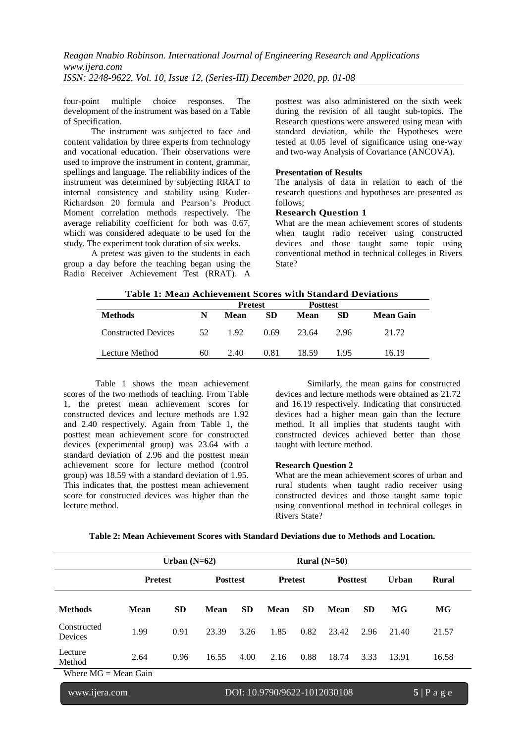four-point multiple choice responses. The development of the instrument was based on a Table of Specification.

The instrument was subjected to face and content validation by three experts from technology and vocational education. Their observations were used to improve the instrument in content, grammar, spellings and language. The reliability indices of the instrument was determined by subjecting RRAT to internal consistency and stability using Kuder-Richardson 20 formula and Pearson's Product Moment correlation methods respectively. The average reliability coefficient for both was 0.67, which was considered adequate to be used for the study. The experiment took duration of six weeks.

A pretest was given to the students in each group a day before the teaching began using the Radio Receiver Achievement Test (RRAT). A posttest was also administered on the sixth week during the revision of all taught sub-topics. The Research questions were answered using mean with standard deviation, while the Hypotheses were tested at 0.05 level of significance using one-way and two-way Analysis of Covariance (ANCOVA).

### Presentation of Results

The analysis of data in relation to each of the research questions and hypotheses are presented as follows;

### Research Question 1

What are the mean achievement scores of students when taught radio receiver using constructed devices and those taught same topic using conventional method in technical colleges in Rivers State?

**Table 1: Mean Achievement Scores with Standard Deviations**

| | | Pretest | | Posttest | | |
|---|---|---|---|---|---|---|
| **Methods** | **N** | **Mean** | **SD** | **Mean** | **SD** | **Mean Gain** |
| Constructed Devices | 52 | 1.92 | 0.69 | 23.64 | 2.96 | 21.72 |
| Lecture Method | 60 | 2.40 | 0.81 | 18.59 | 1.95 | 16.19 |

Table 1 shows the mean achievement scores of the two methods of teaching. From Table 1, the pretest mean achievement scores for constructed devices and lecture methods are 1.92 and 2.40 respectively. Again from Table 1, the posttest mean achievement score for constructed devices (experimental group) was 23.64 with a standard deviation of 2.96 and the posttest mean achievement score for lecture method (control group) was 18.59 with a standard deviation of 1.95. This indicates that, the posttest mean achievement score for constructed devices was higher than the lecture method.

Similarly, the mean gains for constructed devices and lecture methods were obtained as 21.72 and 16.19 respectively. Indicating that constructed devices had a higher mean gain than the lecture method. It all implies that students taught with constructed devices achieved better than those taught with lecture method.

### Research Question 2

What are the mean achievement scores of urban and rural students when taught radio receiver using constructed devices and those taught same topic using conventional method in technical colleges in Rivers State?

**Table 2: Mean Achievement Scores with Standard Deviations due to Methods and Location.**

| | Urban (N=62) | | | | Rural (N=50) | | | | | |
|---|---|---|---|---|---|---|---|---|---|---|
| | **Pretest** | | **Posttest** | | **Pretest** | | **Posttest** | | **Urban** | **Rural** |
| **Methods** | **Mean** | **SD** | **Mean** | **SD** | **Mean** | **SD** | **Mean** | **SD** | **MG** | **MG** |
| Constructed Devices | 1.99 | 0.91 | 23.39 | 3.26 | 1.85 | 0.82 | 23.42 | 2.96 | 21.40 | 21.57 |
| Lecture Method | 2.64 | 0.96 | 16.55 | 4.00 | 2.16 | 0.88 | 18.74 | 3.33 | 13.91 | 16.58 |

Where MG = Mean Gain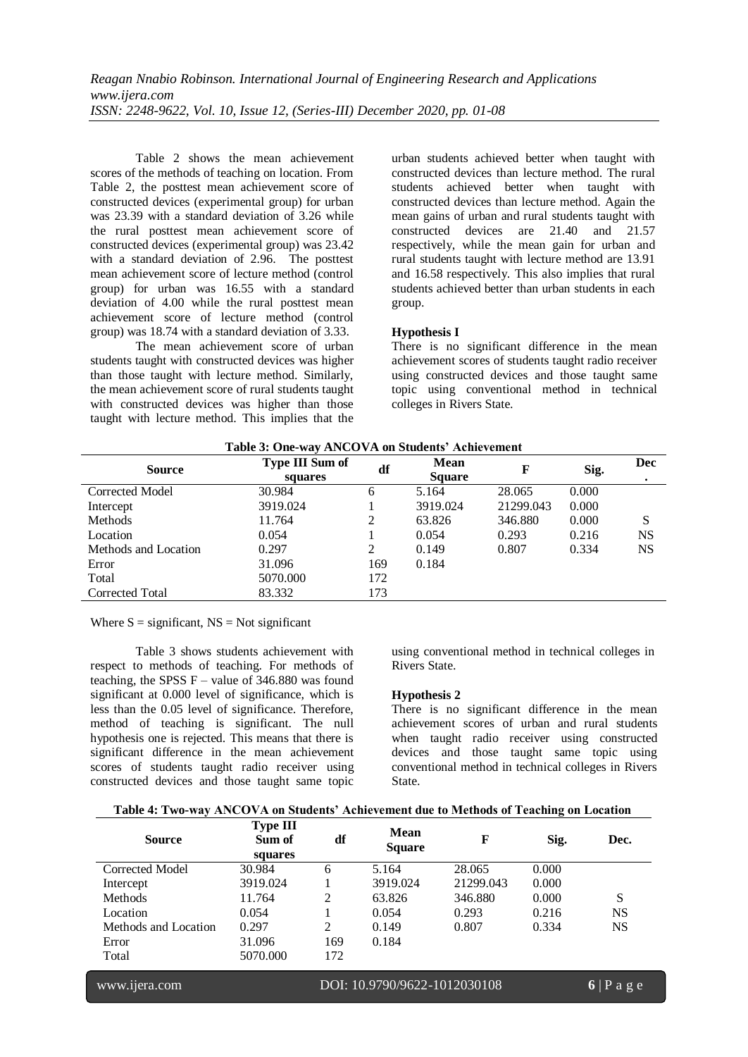Table 2 shows the mean achievement scores of the methods of teaching on location. From Table 2, the posttest mean achievement score of constructed devices (experimental group) for urban was 23.39 with a standard deviation of 3.26 while the rural posttest mean achievement score of constructed devices (experimental group) was 23.42 with a standard deviation of 2.96. The posttest mean achievement score of lecture method (control group) for urban was 16.55 with a standard deviation of 4.00 while the rural posttest mean achievement score of lecture method (control group) was 18.74 with a standard deviation of 3.33.

The mean achievement score of urban students taught with constructed devices was higher than those taught with lecture method. Similarly, the mean achievement score of rural students taught with constructed devices was higher than those taught with lecture method. This implies that the urban students achieved better when taught with constructed devices than lecture method. The rural students achieved better when taught with constructed devices than lecture method. Again the mean gains of urban and rural students taught with constructed devices are 21.40 and 21.57 respectively, while the mean gain for urban and rural students taught with lecture method are 13.91 and 16.58 respectively. This also implies that rural students achieved better than urban students in each group.

**Hypothesis I**

There is no significant difference in the mean achievement scores of students taught radio receiver using constructed devices and those taught same topic using conventional method in technical colleges in Rivers State.

**Table 3: One-way ANCOVA on Students' Achievement**

| Source | Type III Sum of squares | df | Mean Square | F | Sig. | Dec. |
|---|---|---|---|---|---|---|
| Corrected Model | 30.984 | 6 | 5.164 | 28.065 | 0.000 | |
| Intercept | 3919.024 | 1 | 3919.024 | 21299.043 | 0.000 | |
| Methods | 11.764 | 2 | 63.826 | 346.880 | 0.000 | S |
| Location | 0.054 | 1 | 0.054 | 0.293 | 0.216 | NS |
| Methods and Location | 0.297 | 2 | 0.149 | 0.807 | 0.334 | NS |
| Error | 31.096 | 169 | 0.184 | | | |
| Total | 5070.000 | 172 | | | | |
| Corrected Total | 83.332 | 173 | | | | |

Where S = significant, NS = Not significant

Table 3 shows students achievement with respect to methods of teaching. For methods of teaching, the SPSS F – value of 346.880 was found significant at 0.000 level of significance, which is less than the 0.05 level of significance. Therefore, method of teaching is significant. The null hypothesis one is rejected. This means that there is significant difference in the mean achievement scores of students taught radio receiver using constructed devices and those taught same topic using conventional method in technical colleges in Rivers State.

**Hypothesis 2**

There is no significant difference in the mean achievement scores of urban and rural students when taught radio receiver using constructed devices and those taught same topic using conventional method in technical colleges in Rivers State.

**Table 4: Two-way ANCOVA on Students' Achievement due to Methods of Teaching on Location**

| Source | Type III Sum of squares | df | Mean Square | F | Sig. | Dec. |
|---|---|---|---|---|---|---|
| Corrected Model | 30.984 | 6 | 5.164 | 28.065 | 0.000 | |
| Intercept | 3919.024 | 1 | 3919.024 | 21299.043 | 0.000 | |
| Methods | 11.764 | 2 | 63.826 | 346.880 | 0.000 | S |
| Location | 0.054 | 1 | 0.054 | 0.293 | 0.216 | NS |
| Methods and Location | 0.297 | 2 | 0.149 | 0.807 | 0.334 | NS |
| Error | 31.096 | 169 | 0.184 | | | |
| Total | 5070.000 | 172 | | | | |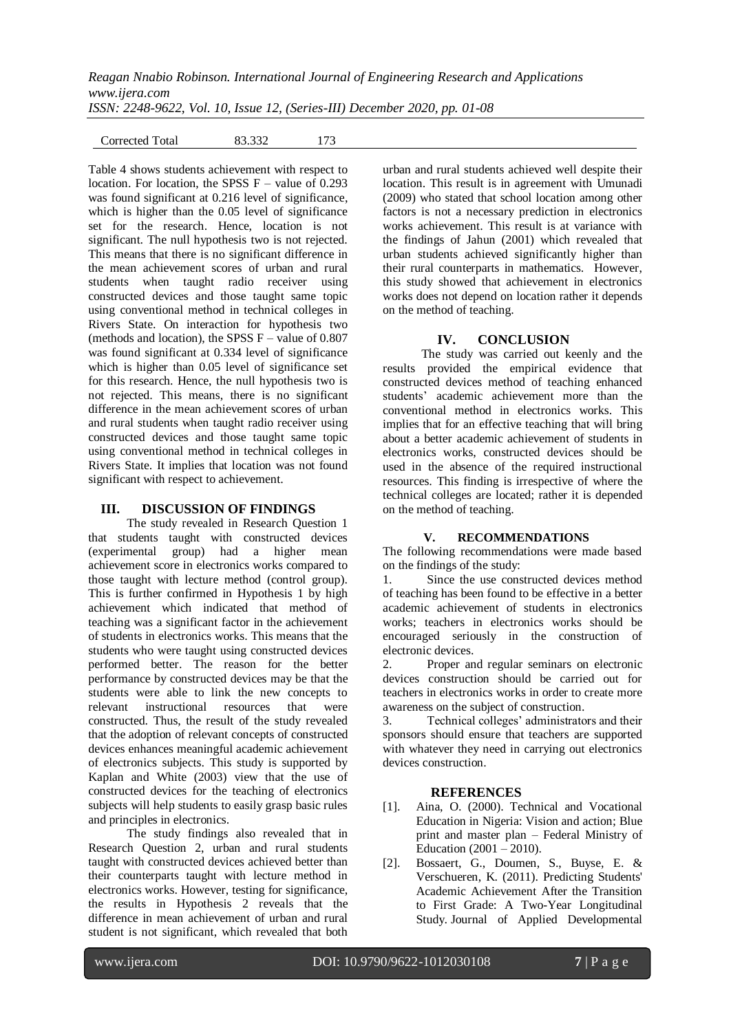| Corrected Total | 83.332 | 173 |
|---|---|---|

Table 4 shows students achievement with respect to location. For location, the SPSS F – value of 0.293 was found significant at 0.216 level of significance, which is higher than the 0.05 level of significance set for the research. Hence, location is not significant. The null hypothesis two is not rejected. This means that there is no significant difference in the mean achievement scores of urban and rural students when taught radio receiver using constructed devices and those taught same topic using conventional method in technical colleges in Rivers State. On interaction for hypothesis two (methods and location), the SPSS F – value of 0.807 was found significant at 0.334 level of significance which is higher than 0.05 level of significance set for this research. Hence, the null hypothesis two is not rejected. This means, there is no significant difference in the mean achievement scores of urban and rural students when taught radio receiver using constructed devices and those taught same topic using conventional method in technical colleges in Rivers State. It implies that location was not found significant with respect to achievement.

## III. DISCUSSION OF FINDINGS

The study revealed in Research Question 1 that students taught with constructed devices (experimental group) had a higher mean achievement score in electronics works compared to those taught with lecture method (control group). This is further confirmed in Hypothesis 1 by high achievement which indicated that method of teaching was a significant factor in the achievement of students in electronics works. This means that the students who were taught using constructed devices performed better. The reason for the better performance by constructed devices may be that the students were able to link the new concepts to relevant instructional resources that were constructed. Thus, the result of the study revealed that the adoption of relevant concepts of constructed devices enhances meaningful academic achievement of electronics subjects. This study is supported by Kaplan and White (2003) view that the use of constructed devices for the teaching of electronics subjects will help students to easily grasp basic rules and principles in electronics.

The study findings also revealed that in Research Question 2, urban and rural students taught with constructed devices achieved better than their counterparts taught with lecture method in electronics works. However, testing for significance, the results in Hypothesis 2 reveals that the difference in mean achievement of urban and rural student is not significant, which revealed that both urban and rural students achieved well despite their location. This result is in agreement with Umunadi (2009) who stated that school location among other factors is not a necessary prediction in electronics works achievement. This result is at variance with the findings of Jahun (2001) which revealed that urban students achieved significantly higher than their rural counterparts in mathematics. However, this study showed that achievement in electronics works does not depend on location rather it depends on the method of teaching.

## IV. CONCLUSION

The study was carried out keenly and the results provided the empirical evidence that constructed devices method of teaching enhanced students' academic achievement more than the conventional method in electronics works. This implies that for an effective teaching that will bring about a better academic achievement of students in electronics works, constructed devices should be used in the absence of the required instructional resources. This finding is irrespective of where the technical colleges are located; rather it is depended on the method of teaching.

## V. RECOMMENDATIONS

The following recommendations were made based on the findings of the study:

1. Since the use constructed devices method of teaching has been found to be effective in a better academic achievement of students in electronics works; teachers in electronics works should be encouraged seriously in the construction of electronic devices.
2. Proper and regular seminars on electronic devices construction should be carried out for teachers in electronics works in order to create more awareness on the subject of construction.
3. Technical colleges' administrators and their sponsors should ensure that teachers are supported with whatever they need in carrying out electronics devices construction.

## REFERENCES

[1]. Aina, O. (2000). Technical and Vocational Education in Nigeria: Vision and action; Blue print and master plan – Federal Ministry of Education (2001 – 2010).

[2]. Bossaert, G., Doumen, S., Buyse, E. & Verschueren, K. (2011). Predicting Students' Academic Achievement After the Transition to First Grade: A Two-Year Longitudinal Study. Journal of Applied Developmental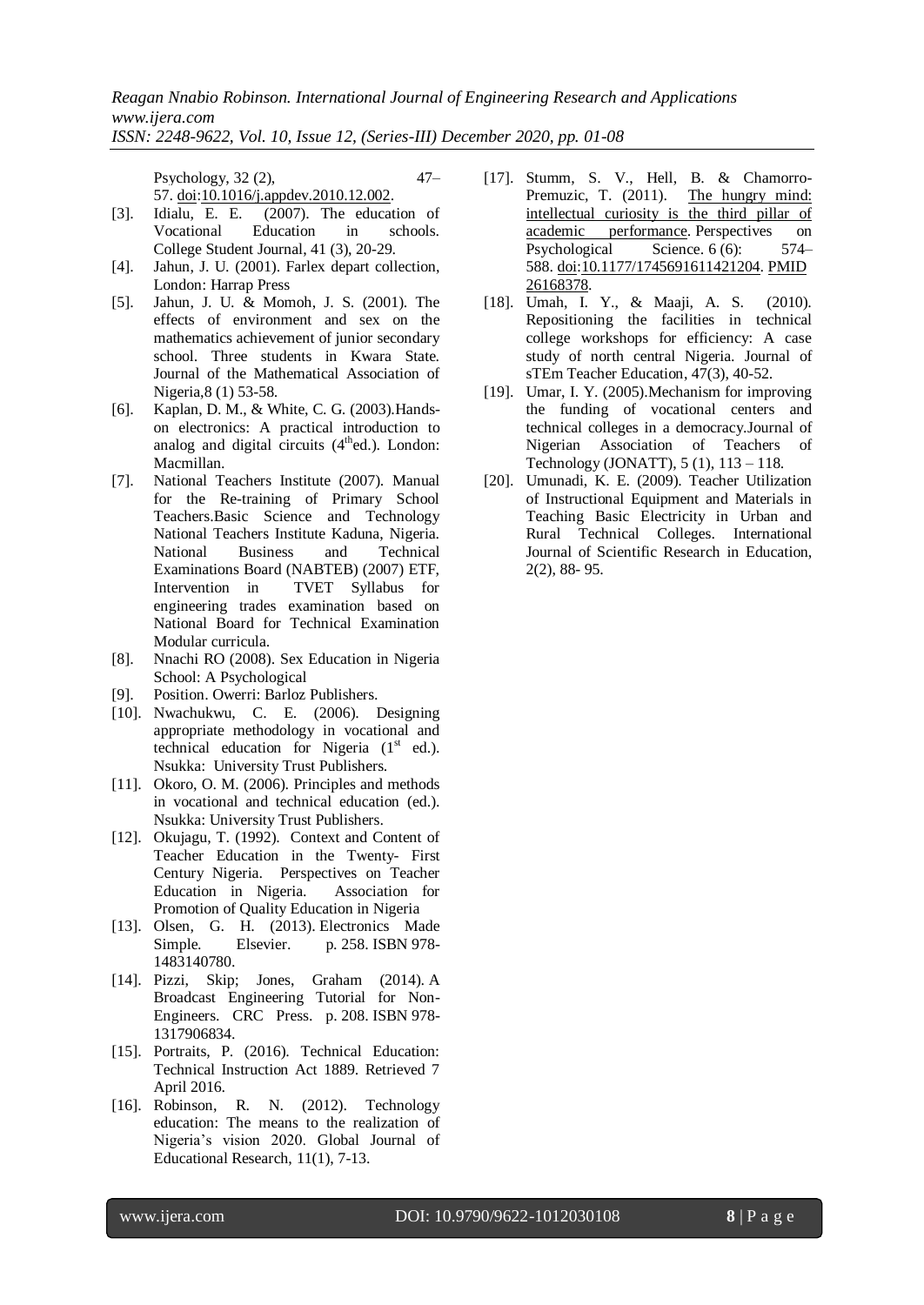Psychology, 32 (2), 47–57. doi:10.1016/j.appdev.2010.12.002.

[3]. Idialu, E. E. (2007). The education of Vocational Education in schools. College Student Journal, 41 (3), 20-29.

[4]. Jahun, J. U. (2001). Farlex depart collection, London: Harrap Press

[5]. Jahun, J. U. & Momoh, J. S. (2001). The effects of environment and sex on the mathematics achievement of junior secondary school. Three students in Kwara State. Journal of the Mathematical Association of Nigeria,8 (1) 53-58.

[6]. Kaplan, D. M., & White, C. G. (2003).Hands-on electronics: A practical introduction to analog and digital circuits (4th ed.). London: Macmillan.

[7]. National Teachers Institute (2007). Manual for the Re-training of Primary School Teachers.Basic Science and Technology National Teachers Institute Kaduna, Nigeria. National Business and Technical Examinations Board (NABTEB) (2007) ETF, Intervention in TVET Syllabus for engineering trades examination based on National Board for Technical Examination Modular curricula.

[8]. Nnachi RO (2008). Sex Education in Nigeria School: A Psychological

[9]. Position. Owerri: Barloz Publishers.

[10]. Nwachukwu, C. E. (2006). Designing appropriate methodology in vocational and technical education for Nigeria (1st ed.). Nsukka: University Trust Publishers.

[11]. Okoro, O. M. (2006). Principles and methods in vocational and technical education (ed.). Nsukka: University Trust Publishers.

[12]. Okujagu, T. (1992). Context and Content of Teacher Education in the Twenty- First Century Nigeria. Perspectives on Teacher Education in Nigeria. Association for Promotion of Quality Education in Nigeria

[13]. Olsen, G. H. (2013). Electronics Made Simple. Elsevier. p. 258. ISBN 978-1483140780.

[14]. Pizzi, Skip; Jones, Graham (2014). A Broadcast Engineering Tutorial for Non-Engineers. CRC Press. p. 208. ISBN 978-1317906834.

[15]. Portraits, P. (2016). Technical Education: Technical Instruction Act 1889. Retrieved 7 April 2016.

[16]. Robinson, R. N. (2012). Technology education: The means to the realization of Nigeria's vision 2020. Global Journal of Educational Research, 11(1), 7-13.

[17]. Stumm, S. V., Hell, B. & Chamorro-Premuzic, T. (2011). The hungry mind: intellectual curiosity is the third pillar of academic performance. Perspectives on Psychological Science. 6 (6): 574–588. doi:10.1177/1745691611421204. PMID 26168378.

[18]. Umah, I. Y., & Maaji, A. S. (2010). Repositioning the facilities in technical college workshops for efficiency: A case study of north central Nigeria. Journal of sTEm Teacher Education, 47(3), 40-52.

[19]. Umar, I. Y. (2005).Mechanism for improving the funding of vocational centers and technical colleges in a democracy.Journal of Nigerian Association of Teachers of Technology (JONATT), 5 (1), 113 – 118.

[20]. Umunadi, K. E. (2009). Teacher Utilization of Instructional Equipment and Materials in Teaching Basic Electricity in Urban and Rural Technical Colleges. International Journal of Scientific Research in Education, 2(2), 88- 95.